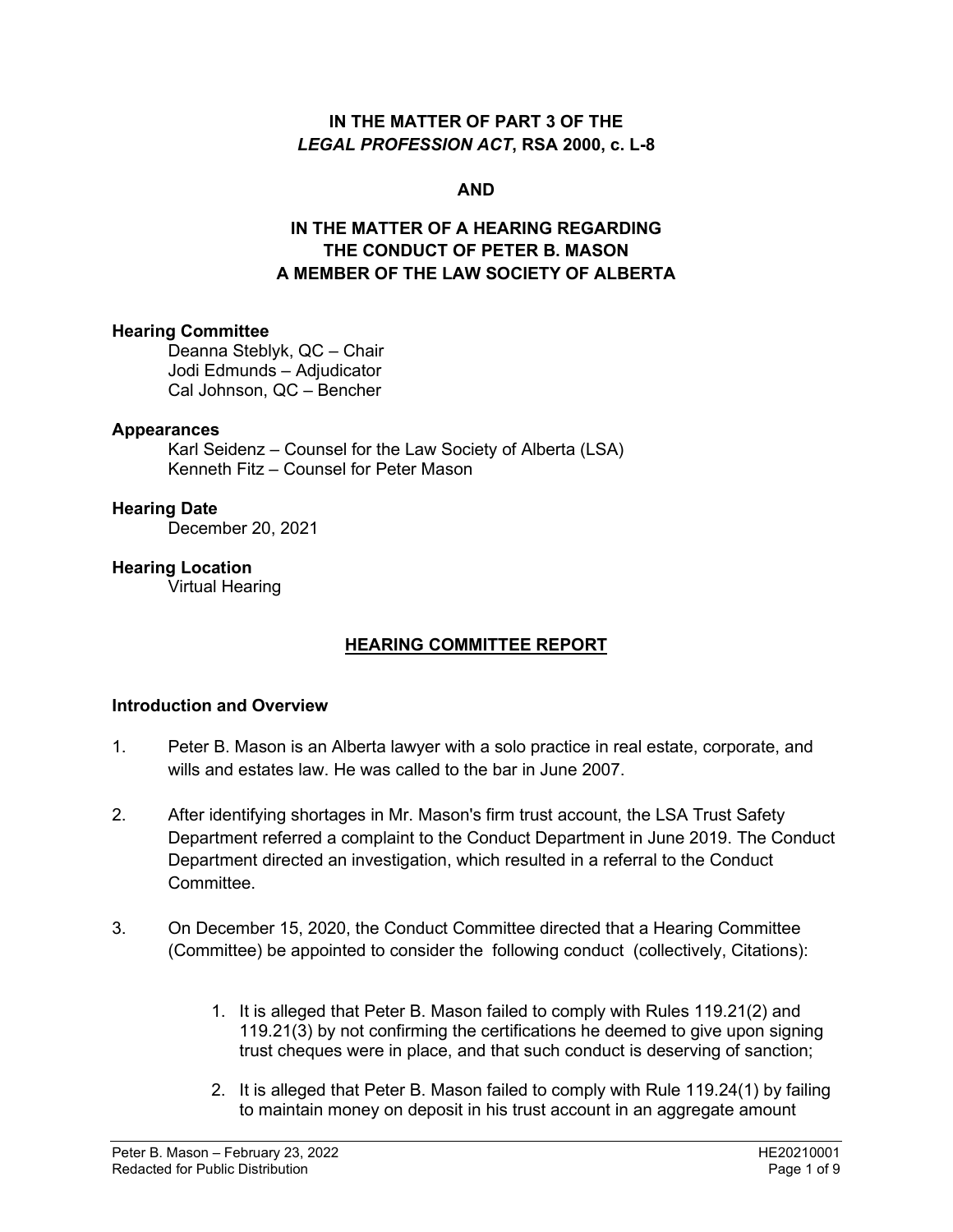**IN THE MATTER OF PART 3 OF THE**
***LEGAL PROFESSION ACT*, RSA 2000, c. L-8**

**AND**

**IN THE MATTER OF A HEARING REGARDING THE CONDUCT OF PETER B. MASON A MEMBER OF THE LAW SOCIETY OF ALBERTA**

**Hearing Committee**

Deanna Steblyk, QC – Chair
Jodi Edmunds – Adjudicator
Cal Johnson, QC – Bencher

**Appearances**

Karl Seidenz – Counsel for the Law Society of Alberta (LSA)
Kenneth Fitz – Counsel for Peter Mason

**Hearing Date**

December 20, 2021

**Hearing Location**

Virtual Hearing

## HEARING COMMITTEE REPORT

### Introduction and Overview

1. Peter B. Mason is an Alberta lawyer with a solo practice in real estate, corporate, and wills and estates law. He was called to the bar in June 2007.

2. After identifying shortages in Mr. Mason's firm trust account, the LSA Trust Safety Department referred a complaint to the Conduct Department in June 2019. The Conduct Department directed an investigation, which resulted in a referral to the Conduct Committee.

3. On December 15, 2020, the Conduct Committee directed that a Hearing Committee (Committee) be appointed to consider the following conduct (collectively, Citations):

    1. It is alleged that Peter B. Mason failed to comply with Rules 119.21(2) and 119.21(3) by not confirming the certifications he deemed to give upon signing trust cheques were in place, and that such conduct is deserving of sanction;

    2. It is alleged that Peter B. Mason failed to comply with Rule 119.24(1) by failing to maintain money on deposit in his trust account in an aggregate amount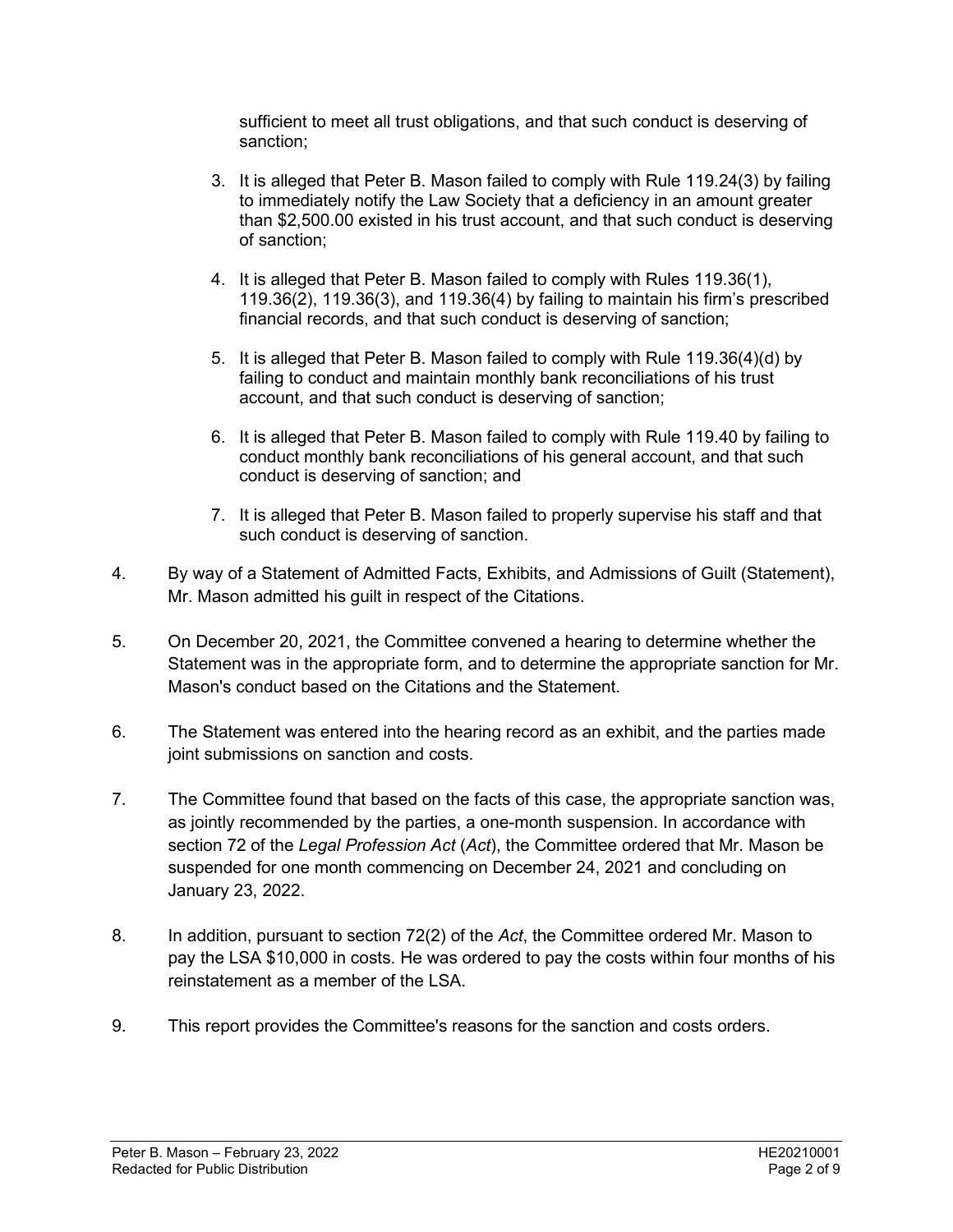sufficient to meet all trust obligations, and that such conduct is deserving of sanction;

3. It is alleged that Peter B. Mason failed to comply with Rule 119.24(3) by failing to immediately notify the Law Society that a deficiency in an amount greater than $2,500.00 existed in his trust account, and that such conduct is deserving of sanction;

4. It is alleged that Peter B. Mason failed to comply with Rules 119.36(1), 119.36(2), 119.36(3), and 119.36(4) by failing to maintain his firm's prescribed financial records, and that such conduct is deserving of sanction;

5. It is alleged that Peter B. Mason failed to comply with Rule 119.36(4)(d) by failing to conduct and maintain monthly bank reconciliations of his trust account, and that such conduct is deserving of sanction;

6. It is alleged that Peter B. Mason failed to comply with Rule 119.40 by failing to conduct monthly bank reconciliations of his general account, and that such conduct is deserving of sanction; and

7. It is alleged that Peter B. Mason failed to properly supervise his staff and that such conduct is deserving of sanction.

4. By way of a Statement of Admitted Facts, Exhibits, and Admissions of Guilt (Statement), Mr. Mason admitted his guilt in respect of the Citations.

5. On December 20, 2021, the Committee convened a hearing to determine whether the Statement was in the appropriate form, and to determine the appropriate sanction for Mr. Mason's conduct based on the Citations and the Statement.

6. The Statement was entered into the hearing record as an exhibit, and the parties made joint submissions on sanction and costs.

7. The Committee found that based on the facts of this case, the appropriate sanction was, as jointly recommended by the parties, a one-month suspension. In accordance with section 72 of the *Legal Profession Act* (*Act*), the Committee ordered that Mr. Mason be suspended for one month commencing on December 24, 2021 and concluding on January 23, 2022.

8. In addition, pursuant to section 72(2) of the *Act*, the Committee ordered Mr. Mason to pay the LSA $10,000 in costs. He was ordered to pay the costs within four months of his reinstatement as a member of the LSA.

9. This report provides the Committee's reasons for the sanction and costs orders.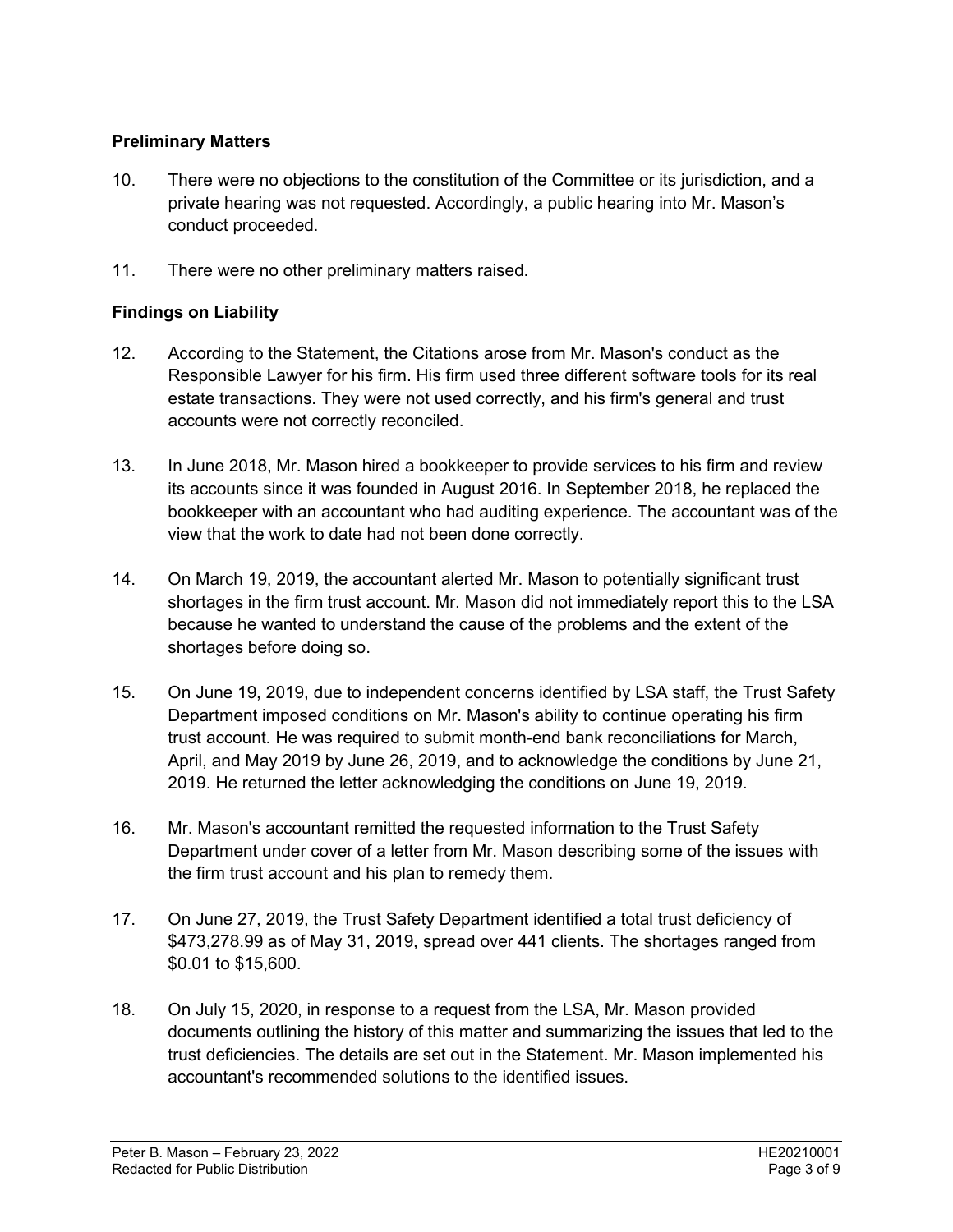## Preliminary Matters

10. There were no objections to the constitution of the Committee or its jurisdiction, and a private hearing was not requested. Accordingly, a public hearing into Mr. Mason's conduct proceeded.

11. There were no other preliminary matters raised.

## Findings on Liability

12. According to the Statement, the Citations arose from Mr. Mason's conduct as the Responsible Lawyer for his firm. His firm used three different software tools for its real estate transactions. They were not used correctly, and his firm's general and trust accounts were not correctly reconciled.

13. In June 2018, Mr. Mason hired a bookkeeper to provide services to his firm and review its accounts since it was founded in August 2016. In September 2018, he replaced the bookkeeper with an accountant who had auditing experience. The accountant was of the view that the work to date had not been done correctly.

14. On March 19, 2019, the accountant alerted Mr. Mason to potentially significant trust shortages in the firm trust account. Mr. Mason did not immediately report this to the LSA because he wanted to understand the cause of the problems and the extent of the shortages before doing so.

15. On June 19, 2019, due to independent concerns identified by LSA staff, the Trust Safety Department imposed conditions on Mr. Mason's ability to continue operating his firm trust account. He was required to submit month-end bank reconciliations for March, April, and May 2019 by June 26, 2019, and to acknowledge the conditions by June 21, 2019. He returned the letter acknowledging the conditions on June 19, 2019.

16. Mr. Mason's accountant remitted the requested information to the Trust Safety Department under cover of a letter from Mr. Mason describing some of the issues with the firm trust account and his plan to remedy them.

17. On June 27, 2019, the Trust Safety Department identified a total trust deficiency of $473,278.99 as of May 31, 2019, spread over 441 clients. The shortages ranged from $0.01 to $15,600.

18. On July 15, 2020, in response to a request from the LSA, Mr. Mason provided documents outlining the history of this matter and summarizing the issues that led to the trust deficiencies. The details are set out in the Statement. Mr. Mason implemented his accountant's recommended solutions to the identified issues.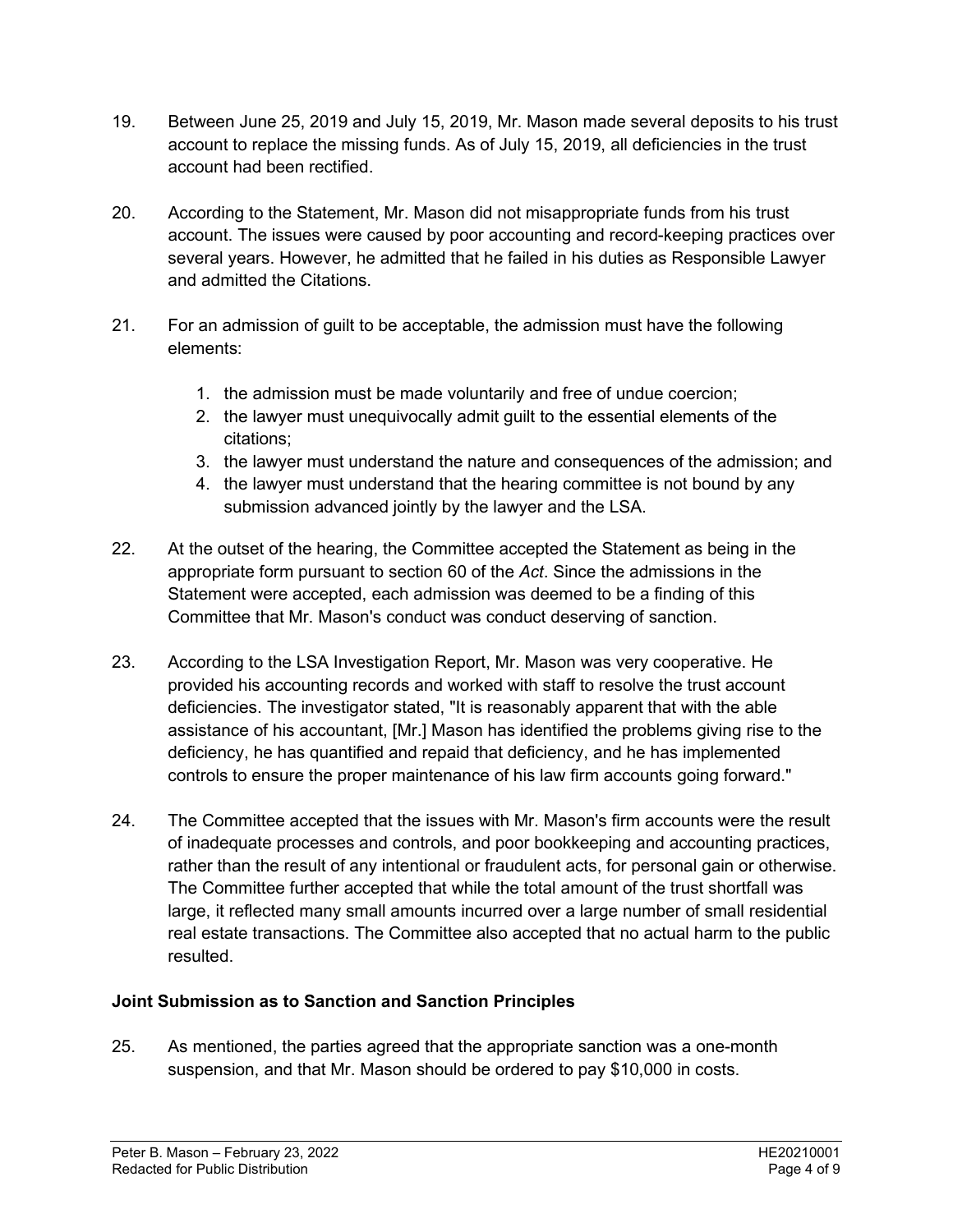19. Between June 25, 2019 and July 15, 2019, Mr. Mason made several deposits to his trust account to replace the missing funds. As of July 15, 2019, all deficiencies in the trust account had been rectified.

20. According to the Statement, Mr. Mason did not misappropriate funds from his trust account. The issues were caused by poor accounting and record-keeping practices over several years. However, he admitted that he failed in his duties as Responsible Lawyer and admitted the Citations.

21. For an admission of guilt to be acceptable, the admission must have the following elements:

    1. the admission must be made voluntarily and free of undue coercion;
    2. the lawyer must unequivocally admit guilt to the essential elements of the citations;
    3. the lawyer must understand the nature and consequences of the admission; and
    4. the lawyer must understand that the hearing committee is not bound by any submission advanced jointly by the lawyer and the LSA.

22. At the outset of the hearing, the Committee accepted the Statement as being in the appropriate form pursuant to section 60 of the *Act*. Since the admissions in the Statement were accepted, each admission was deemed to be a finding of this Committee that Mr. Mason's conduct was conduct deserving of sanction.

23. According to the LSA Investigation Report, Mr. Mason was very cooperative. He provided his accounting records and worked with staff to resolve the trust account deficiencies. The investigator stated, "It is reasonably apparent that with the able assistance of his accountant, [Mr.] Mason has identified the problems giving rise to the deficiency, he has quantified and repaid that deficiency, and he has implemented controls to ensure the proper maintenance of his law firm accounts going forward."

24. The Committee accepted that the issues with Mr. Mason's firm accounts were the result of inadequate processes and controls, and poor bookkeeping and accounting practices, rather than the result of any intentional or fraudulent acts, for personal gain or otherwise. The Committee further accepted that while the total amount of the trust shortfall was large, it reflected many small amounts incurred over a large number of small residential real estate transactions. The Committee also accepted that no actual harm to the public resulted.

## Joint Submission as to Sanction and Sanction Principles

25. As mentioned, the parties agreed that the appropriate sanction was a one-month suspension, and that Mr. Mason should be ordered to pay $10,000 in costs.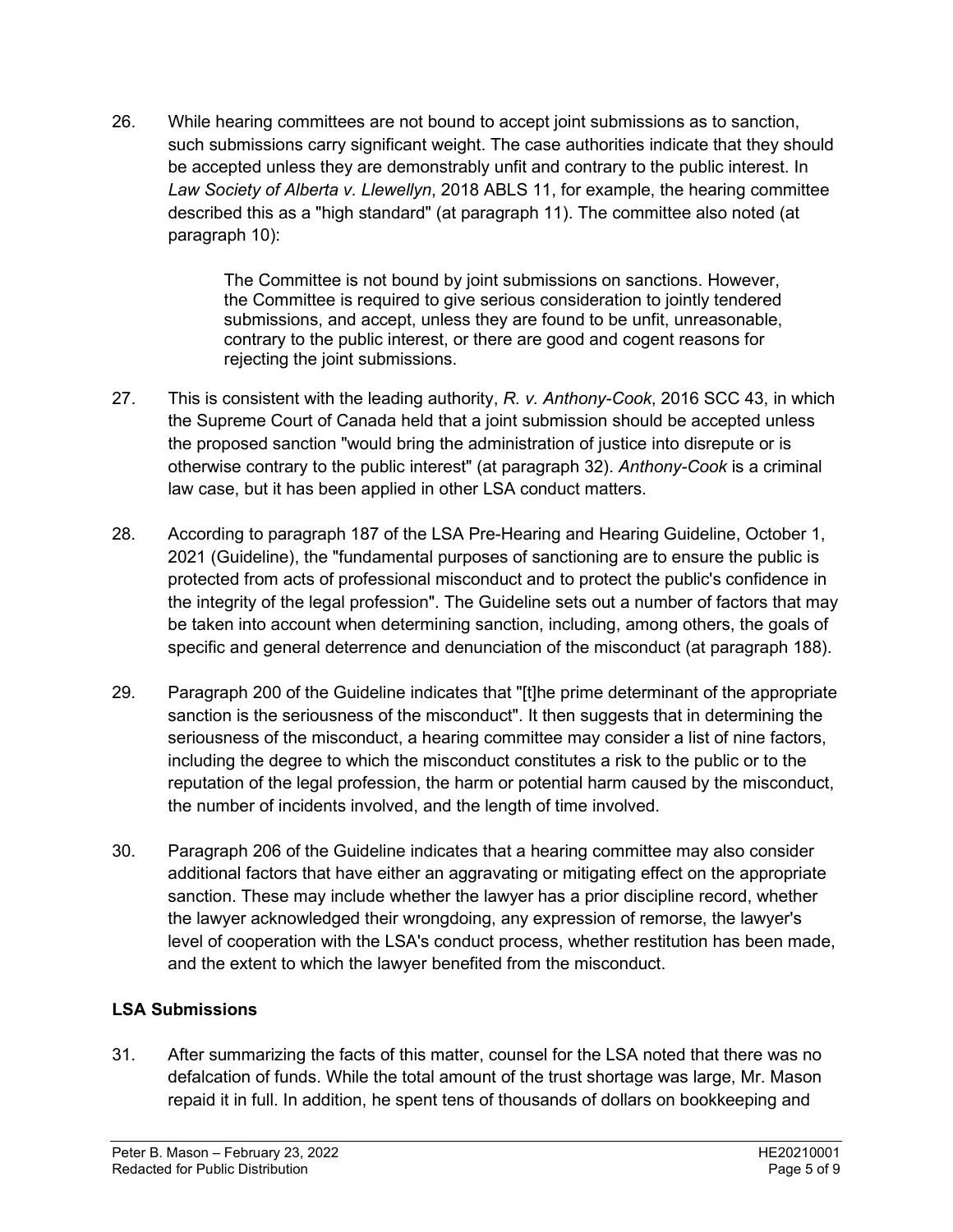26. While hearing committees are not bound to accept joint submissions as to sanction, such submissions carry significant weight. The case authorities indicate that they should be accepted unless they are demonstrably unfit and contrary to the public interest. In *Law Society of Alberta v. Llewellyn*, 2018 ABLS 11, for example, the hearing committee described this as a "high standard" (at paragraph 11). The committee also noted (at paragraph 10):

> The Committee is not bound by joint submissions on sanctions. However, the Committee is required to give serious consideration to jointly tendered submissions, and accept, unless they are found to be unfit, unreasonable, contrary to the public interest, or there are good and cogent reasons for rejecting the joint submissions.

27. This is consistent with the leading authority, *R. v. Anthony-Cook*, 2016 SCC 43, in which the Supreme Court of Canada held that a joint submission should be accepted unless the proposed sanction "would bring the administration of justice into disrepute or is otherwise contrary to the public interest" (at paragraph 32). *Anthony-Cook* is a criminal law case, but it has been applied in other LSA conduct matters.

28. According to paragraph 187 of the LSA Pre-Hearing and Hearing Guideline, October 1, 2021 (Guideline), the "fundamental purposes of sanctioning are to ensure the public is protected from acts of professional misconduct and to protect the public's confidence in the integrity of the legal profession". The Guideline sets out a number of factors that may be taken into account when determining sanction, including, among others, the goals of specific and general deterrence and denunciation of the misconduct (at paragraph 188).

29. Paragraph 200 of the Guideline indicates that "[t]he prime determinant of the appropriate sanction is the seriousness of the misconduct". It then suggests that in determining the seriousness of the misconduct, a hearing committee may consider a list of nine factors, including the degree to which the misconduct constitutes a risk to the public or to the reputation of the legal profession, the harm or potential harm caused by the misconduct, the number of incidents involved, and the length of time involved.

30. Paragraph 206 of the Guideline indicates that a hearing committee may also consider additional factors that have either an aggravating or mitigating effect on the appropriate sanction. These may include whether the lawyer has a prior discipline record, whether the lawyer acknowledged their wrongdoing, any expression of remorse, the lawyer's level of cooperation with the LSA's conduct process, whether restitution has been made, and the extent to which the lawyer benefited from the misconduct.

**LSA Submissions**

31. After summarizing the facts of this matter, counsel for the LSA noted that there was no defalcation of funds. While the total amount of the trust shortage was large, Mr. Mason repaid it in full. In addition, he spent tens of thousands of dollars on bookkeeping and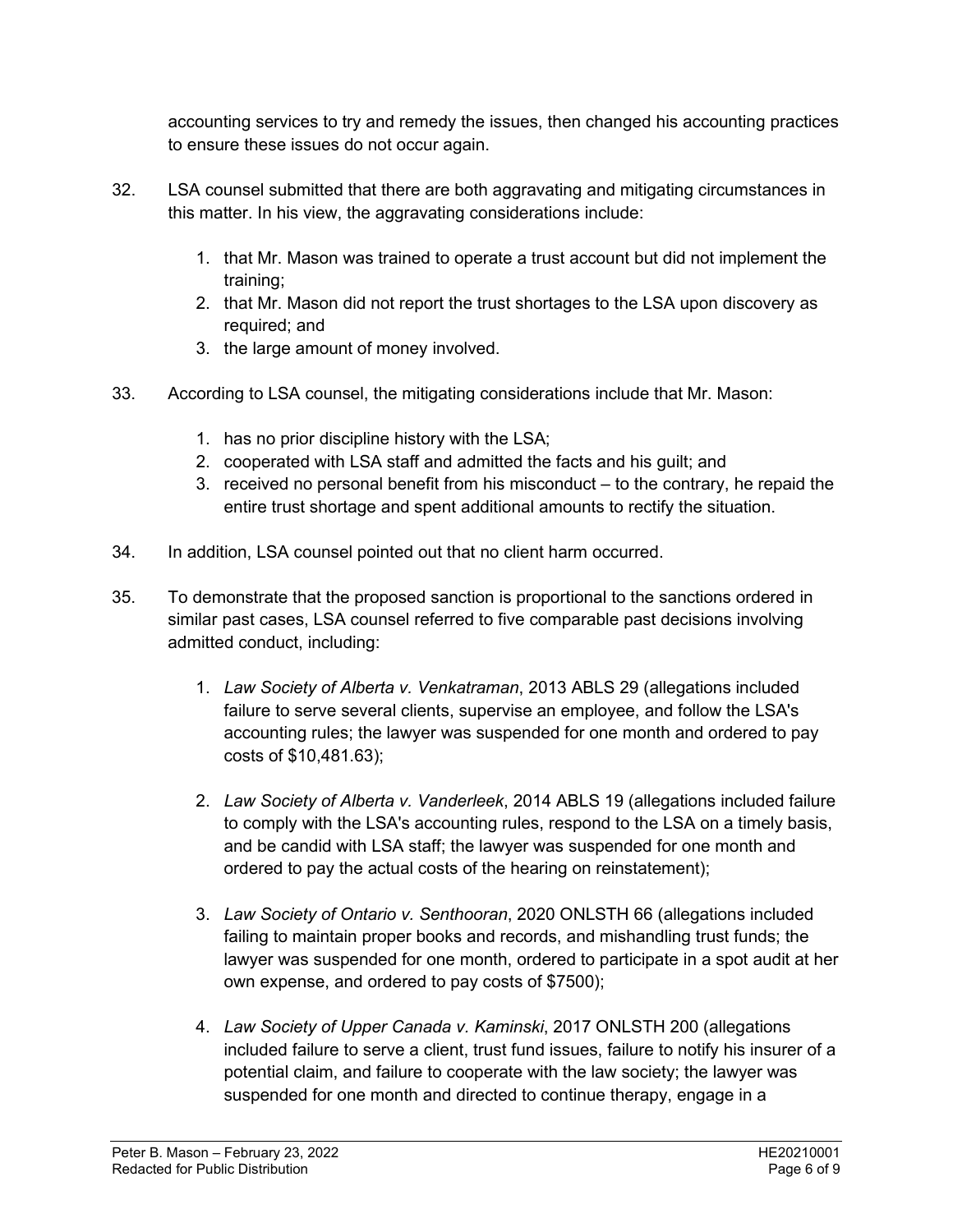accounting services to try and remedy the issues, then changed his accounting practices to ensure these issues do not occur again.

32. LSA counsel submitted that there are both aggravating and mitigating circumstances in this matter. In his view, the aggravating considerations include:

    1. that Mr. Mason was trained to operate a trust account but did not implement the training;
    2. that Mr. Mason did not report the trust shortages to the LSA upon discovery as required; and
    3. the large amount of money involved.

33. According to LSA counsel, the mitigating considerations include that Mr. Mason:

    1. has no prior discipline history with the LSA;
    2. cooperated with LSA staff and admitted the facts and his guilt; and
    3. received no personal benefit from his misconduct – to the contrary, he repaid the entire trust shortage and spent additional amounts to rectify the situation.

34. In addition, LSA counsel pointed out that no client harm occurred.

35. To demonstrate that the proposed sanction is proportional to the sanctions ordered in similar past cases, LSA counsel referred to five comparable past decisions involving admitted conduct, including:

    1. *Law Society of Alberta v. Venkatraman*, 2013 ABLS 29 (allegations included failure to serve several clients, supervise an employee, and follow the LSA's accounting rules; the lawyer was suspended for one month and ordered to pay costs of $10,481.63);

    2. *Law Society of Alberta v. Vanderleek*, 2014 ABLS 19 (allegations included failure to comply with the LSA's accounting rules, respond to the LSA on a timely basis, and be candid with LSA staff; the lawyer was suspended for one month and ordered to pay the actual costs of the hearing on reinstatement);

    3. *Law Society of Ontario v. Senthooran*, 2020 ONLSTH 66 (allegations included failing to maintain proper books and records, and mishandling trust funds; the lawyer was suspended for one month, ordered to participate in a spot audit at her own expense, and ordered to pay costs of $7500);

    4. *Law Society of Upper Canada v. Kaminski*, 2017 ONLSTH 200 (allegations included failure to serve a client, trust fund issues, failure to notify his insurer of a potential claim, and failure to cooperate with the law society; the lawyer was suspended for one month and directed to continue therapy, engage in a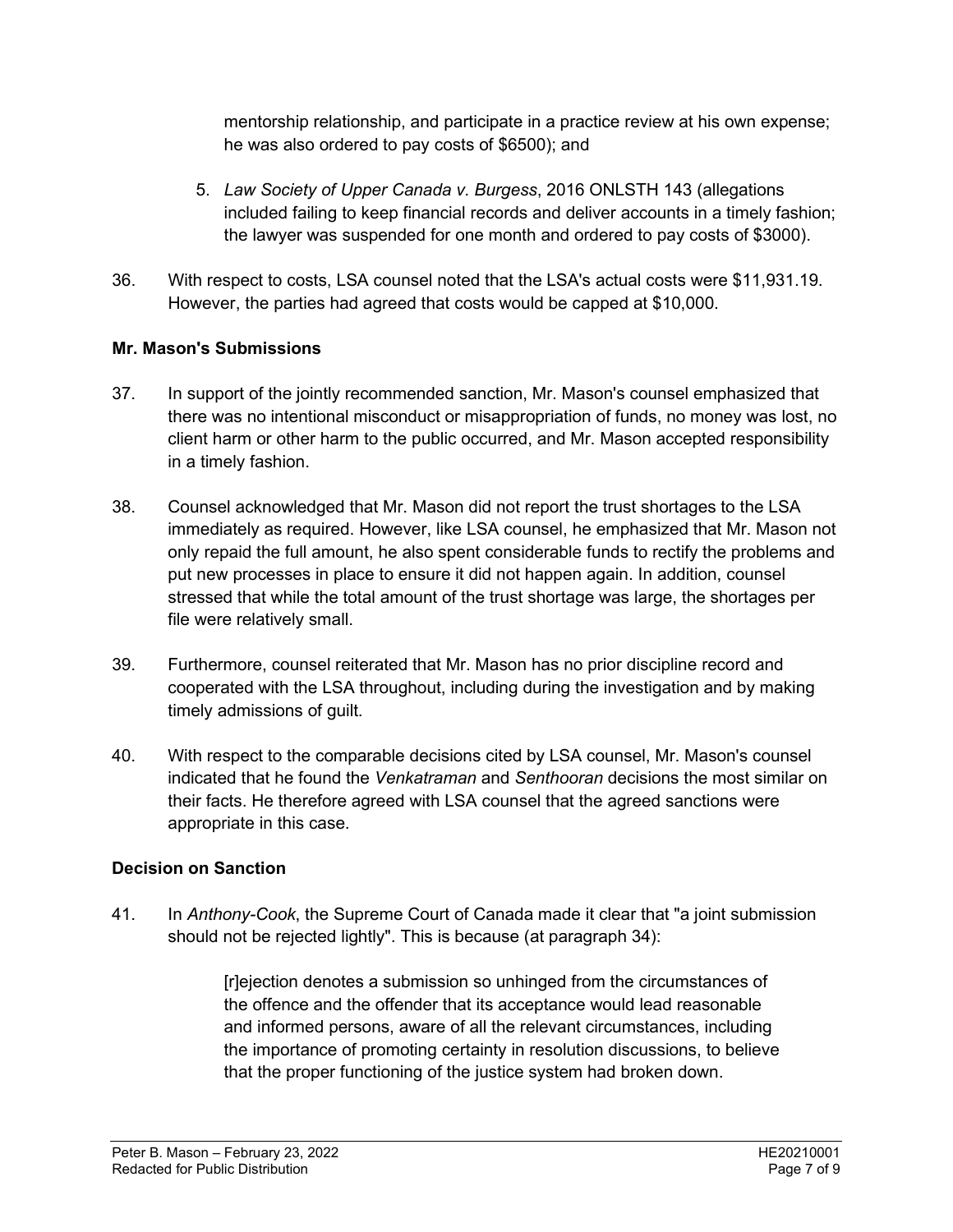mentorship relationship, and participate in a practice review at his own expense; he was also ordered to pay costs of $6500); and

5. *Law Society of Upper Canada v. Burgess*, 2016 ONLSTH 143 (allegations included failing to keep financial records and deliver accounts in a timely fashion; the lawyer was suspended for one month and ordered to pay costs of $3000).

36. With respect to costs, LSA counsel noted that the LSA's actual costs were $11,931.19. However, the parties had agreed that costs would be capped at $10,000.

**Mr. Mason's Submissions**

37. In support of the jointly recommended sanction, Mr. Mason's counsel emphasized that there was no intentional misconduct or misappropriation of funds, no money was lost, no client harm or other harm to the public occurred, and Mr. Mason accepted responsibility in a timely fashion.

38. Counsel acknowledged that Mr. Mason did not report the trust shortages to the LSA immediately as required. However, like LSA counsel, he emphasized that Mr. Mason not only repaid the full amount, he also spent considerable funds to rectify the problems and put new processes in place to ensure it did not happen again. In addition, counsel stressed that while the total amount of the trust shortage was large, the shortages per file were relatively small.

39. Furthermore, counsel reiterated that Mr. Mason has no prior discipline record and cooperated with the LSA throughout, including during the investigation and by making timely admissions of guilt.

40. With respect to the comparable decisions cited by LSA counsel, Mr. Mason's counsel indicated that he found the *Venkatraman* and *Senthooran* decisions the most similar on their facts. He therefore agreed with LSA counsel that the agreed sanctions were appropriate in this case.

**Decision on Sanction**

41. In *Anthony-Cook*, the Supreme Court of Canada made it clear that "a joint submission should not be rejected lightly". This is because (at paragraph 34):

> [r]ejection denotes a submission so unhinged from the circumstances of the offence and the offender that its acceptance would lead reasonable and informed persons, aware of all the relevant circumstances, including the importance of promoting certainty in resolution discussions, to believe that the proper functioning of the justice system had broken down.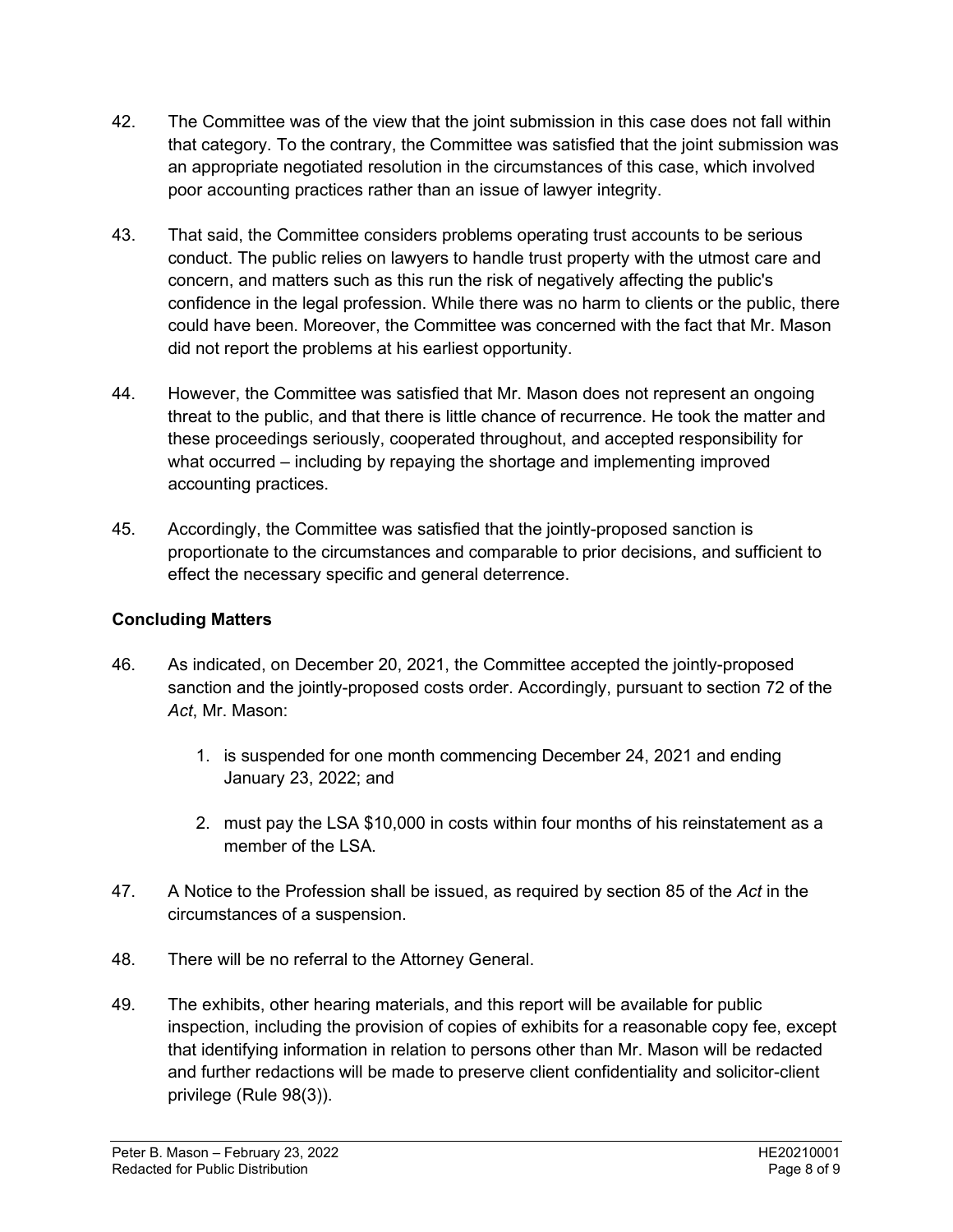42. The Committee was of the view that the joint submission in this case does not fall within that category. To the contrary, the Committee was satisfied that the joint submission was an appropriate negotiated resolution in the circumstances of this case, which involved poor accounting practices rather than an issue of lawyer integrity.

43. That said, the Committee considers problems operating trust accounts to be serious conduct. The public relies on lawyers to handle trust property with the utmost care and concern, and matters such as this run the risk of negatively affecting the public's confidence in the legal profession. While there was no harm to clients or the public, there could have been. Moreover, the Committee was concerned with the fact that Mr. Mason did not report the problems at his earliest opportunity.

44. However, the Committee was satisfied that Mr. Mason does not represent an ongoing threat to the public, and that there is little chance of recurrence. He took the matter and these proceedings seriously, cooperated throughout, and accepted responsibility for what occurred – including by repaying the shortage and implementing improved accounting practices.

45. Accordingly, the Committee was satisfied that the jointly-proposed sanction is proportionate to the circumstances and comparable to prior decisions, and sufficient to effect the necessary specific and general deterrence.

**Concluding Matters**

46. As indicated, on December 20, 2021, the Committee accepted the jointly-proposed sanction and the jointly-proposed costs order. Accordingly, pursuant to section 72 of the *Act*, Mr. Mason:

    1. is suspended for one month commencing December 24, 2021 and ending January 23, 2022; and

    2. must pay the LSA $10,000 in costs within four months of his reinstatement as a member of the LSA.

47. A Notice to the Profession shall be issued, as required by section 85 of the *Act* in the circumstances of a suspension.

48. There will be no referral to the Attorney General.

49. The exhibits, other hearing materials, and this report will be available for public inspection, including the provision of copies of exhibits for a reasonable copy fee, except that identifying information in relation to persons other than Mr. Mason will be redacted and further redactions will be made to preserve client confidentiality and solicitor-client privilege (Rule 98(3)).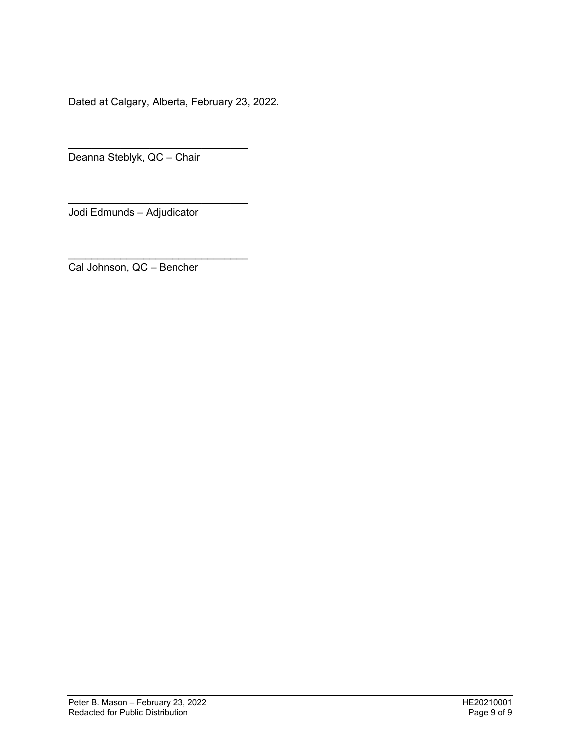Dated at Calgary, Alberta, February 23, 2022.

\_\_\_\_\_\_\_\_\_\_\_\_\_\_\_\_\_\_\_\_\_\_\_\_\_\_\_\_\_\_\_\_

Deanna Steblyk, QC – Chair

\_\_\_\_\_\_\_\_\_\_\_\_\_\_\_\_\_\_\_\_\_\_\_\_\_\_\_\_\_\_\_\_

Jodi Edmunds – Adjudicator

\_\_\_\_\_\_\_\_\_\_\_\_\_\_\_\_\_\_\_\_\_\_\_\_\_\_\_\_\_\_\_\_

Cal Johnson, QC – Bencher